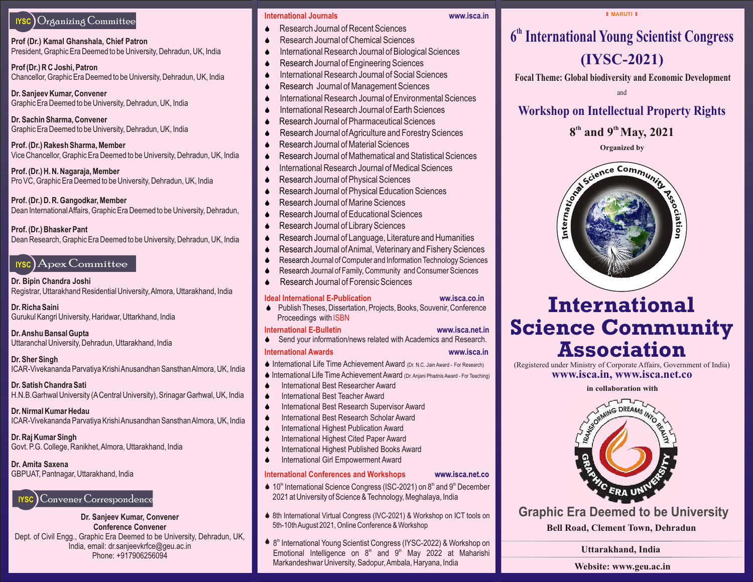## IYSC Organizing Committee

**Prof (Dr.) Kamal Ghanshala, Chief Patron**
President, Graphic Era Deemed to be University, Dehradun, UK, India

**Prof (Dr.) R C Joshi, Patron**
Chancellor, Graphic Era Deemed to be University, Dehradun, UK, India

**Dr. Sanjeev Kumar, Convener**
Graphic Era Deemed to be University, Dehradun, UK, India

**Dr. Sachin Sharma, Convener**
Graphic Era Deemed to be University, Dehradun, UK, India

**Prof. (Dr.) Rakesh Sharma, Member**
Vice Chancellor, Graphic Era Deemed to be University, Dehradun, UK, India

**Prof. (Dr.) H. N. Nagaraja, Member**
Pro VC, Graphic Era Deemed to be University, Dehradun, UK, India

**Prof. (Dr.) D. R. Gangodkar, Member**
Dean International Affairs, Graphic Era Deemed to be University, Dehradun,

**Prof. (Dr.) Bhasker Pant**
Dean Research, Graphic Era Deemed to be University, Dehradun, UK, India

## IYSC Apex Committee

**Dr. Bipin Chandra Joshi**
Registrar, Uttarakhand Residential University, Almora, Uttarakhand, India

**Dr. Richa Saini**
Gurukul Kangri University, Haridwar, Uttarkhand, India

**Dr. Anshu Bansal Gupta**
Uttaranchal University, Dehradun, Uttarakhand, India

**Dr. Sher Singh**
ICAR-Vivekananda Parvatiya Krishi Anusandhan Sansthan Almora, UK, India

**Dr. Satish Chandra Sati**
H.N.B.Garhwal University (A Central University), Srinagar Garhwal, UK, India

**Dr. Nirmal Kumar Hedau**
ICAR-Vivekananda Parvatiya Krishi Anusandhan Sansthan Almora, UK, India

**Dr. Raj Kumar Singh**
Govt. P.G. College, Ranikhet, Almora, Uttarakhand, India

**Dr. Amita Saxena**
GBPUAT, Pantnagar, Uttarakhand, India

## IYSC Convener Correspondence

**Dr. Sanjeev Kumar, Convener**
**Conference Convener**
Dept. of Civil Engg., Graphic Era Deemed to be University, Dehradun, UK, India, email: dr.sanjeevkrfce@geu.ac.in
Phone: +917906256094

### International Journals — www.isca.in

- Research Journal of Recent Sciences
- Research Journal of Chemical Sciences
- International Research Journal of Biological Sciences
- Research Journal of Engineering Sciences
- International Research Journal of Social Sciences
- Research Journal of Management Sciences
- International Research Journal of Environmental Sciences
- International Research Journal of Earth Sciences
- Research Journal of Pharmaceutical Sciences
- Research Journal of Agriculture and Forestry Sciences
- Research Journal of Material Sciences
- Research Journal of Mathematical and Statistical Sciences
- International Research Journal of Medical Sciences
- Research Journal of Physical Sciences
- Research Journal of Physical Education Sciences
- Research Journal of Marine Sciences
- Research Journal of Educational Sciences
- Research Journal of Library Sciences
- Research Journal of Language, Literature and Humanities
- Research Journal of Animal, Veterinary and Fishery Sciences
- Research Journal of Computer and Information Technology Sciences
- Research Journal of Family, Community and Consumer Sciences
- Research Journal of Forensic Sciences

### Ideal International E-Publication — ww.isca.co.in

- Publish Theses, Dissertation, Projects, Books, Souvenir, Conference Proceedings with ISBN

### International E-Bulletin — www.isca.net.in

- Send your information/news related with Academics and Research.

### International Awards — www.isca.in

- International Life Time Achievement Award (Dr. N.C. Jain Award - For Research)
- International Life Time Achievement Award (Dr. Anjani Phadnis Award - For Teaching)
- International Best Researcher Award
- International Best Teacher Award
- International Best Research Supervisor Award
- International Best Research Scholar Award
- International Highest Publication Award
- International Highest Cited Paper Award
- International Highest Published Books Award
- International Girl Empowerment Award

### International Conferences and Workshops — www.isca.net.co

- 10th International Science Congress (ISC-2021) on 8th and 9th December 2021 at University of Science & Technology, Meghalaya, India
- 8th International Virtual Congress (IVC-2021) & Workshop on ICT tools on 5th-10th August 2021, Online Conference & Workshop
- 8th International Young Scientist Congress (IYSC-2022) & Workshop on Emotional Intelligence on 8th and 9th May 2022 at Maharishi Markandeshwar University, Sadopur, Ambala, Haryana, India

॥ MARUTI ॥

# 6th International Young Scientist Congress (IYSC-2021)

**Focal Theme: Global biodiversity and Economic Development**

and

## Workshop on Intellectual Property Rights

**8th and 9th May, 2021**

**Organized by**

International Science Community Association

# International Science Community Association

(Registered under Ministry of Corporate Affairs, Government of India)
**www.isca.in, www.isca.net.co**

**in collaboration with**

TRANSFORMING DREAMS INTO REALITY — GRAPHIC ERA UNIVERSITY

## Graphic Era Deemed to be University

**Bell Road, Clement Town, Dehradun**

**Uttarakhand, India**

**Website: www.geu.ac.in**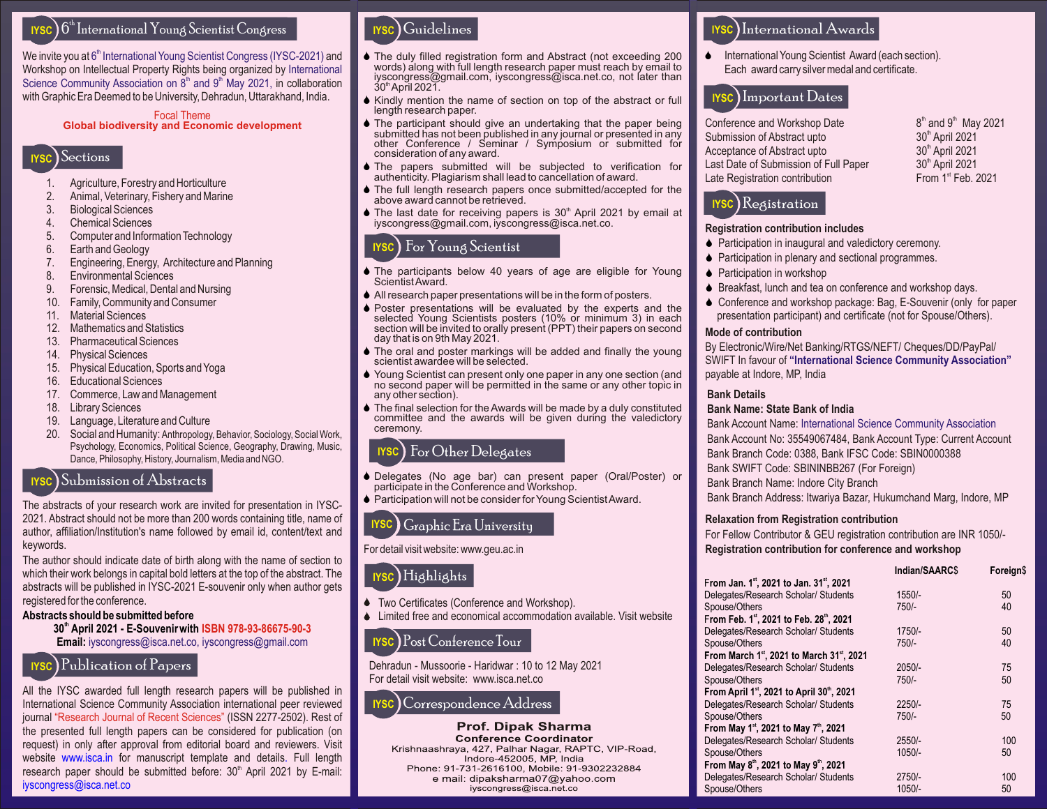## 6th International Young Scientist Congress

We invite you at 6th International Young Scientist Congress (IYSC-2021) and Workshop on Intellectual Property Rights being organized by International Science Community Association on 8th and 9th May 2021, in collaboration with Graphic Era Deemed to be University, Dehradun, Uttarakhand, India.

Focal Theme

**Global biodiversity and Economic development**

## Sections

1. Agriculture, Forestry and Horticulture
2. Animal, Veterinary, Fishery and Marine
3. Biological Sciences
4. Chemical Sciences
5. Computer and Information Technology
6. Earth and Geology
7. Engineering, Energy, Architecture and Planning
8. Environmental Sciences
9. Forensic, Medical, Dental and Nursing
10. Family, Community and Consumer
11. Material Sciences
12. Mathematics and Statistics
13. Pharmaceutical Sciences
14. Physical Sciences
15. Physical Education, Sports and Yoga
16. Educational Sciences
17. Commerce, Law and Management
18. Library Sciences
19. Language, Literature and Culture
20. Social and Humanity: Anthropology, Behavior, Sociology, Social Work, Psychology, Economics, Political Science, Geography, Drawing, Music, Dance, Philosophy, History, Journalism, Media and NGO.

## Submission of Abstracts

The abstracts of your research work are invited for presentation in IYSC-2021. Abstract should not be more than 200 words containing title, name of author, affiliation/Institution's name followed by email id, content/text and keywords.

The author should indicate date of birth along with the name of section to which their work belongs in capital bold letters at the top of the abstract. The abstracts will be published in IYSC-2021 E-souvenir only when author gets registered for the conference.

**Abstracts should be submitted before**

**30th April 2021 - E-Souvenir with ISBN 978-93-86675-90-3**

**Email:** iyscongress@isca.net.co, iyscongress@gmail.com

## Publication of Papers

All the IYSC awarded full length research papers will be published in International Science Community Association international peer reviewed journal "Research Journal of Recent Sciences" (ISSN 2277-2502). Rest of the presented full length papers can be considered for publication (on request) in only after approval from editorial board and reviewers. Visit website www.isca.in for manuscript template and details. Full length research paper should be submitted before: 30th April 2021 by E-mail: iyscongress@isca.net.co

## Guidelines

- The duly filled registration form and Abstract (not exceeding 200 words) along with full length research paper must reach by email to iyscongress@gmail.com, iyscongress@isca.net.co, not later than 30th April 2021.
- Kindly mention the name of section on top of the abstract or full length research paper.
- The participant should give an undertaking that the paper being submitted has not been published in any journal or presented in any other Conference / Seminar / Symposium or submitted for consideration of any award.
- The papers submitted will be subjected to verification for authenticity. Plagiarism shall lead to cancellation of award.
- The full length research papers once submitted/accepted for the above award cannot be retrieved.
- The last date for receiving papers is 30th April 2021 by email at iyscongress@gmail.com, iyscongress@isca.net.co.

## For Young Scientist

- The participants below 40 years of age are eligible for Young Scientist Award.
- All research paper presentations will be in the form of posters.
- Poster presentations will be evaluated by the experts and the selected Young Scientists posters (10% or minimum 3) in each section will be invited to orally present (PPT) their papers on second day that is on 9th May 2021.
- The oral and poster markings will be added and finally the young scientist awardee will be selected.
- Young Scientist can present only one paper in any one section (and no second paper will be permitted in the same or any other topic in any other section).
- The final selection for the Awards will be made by a duly constituted committee and the awards will be given during the valedictory ceremony.

## For Other Delegates

- Delegates (No age bar) can present paper (Oral/Poster) or participate in the Conference and Workshop.
- Participation will not be consider for Young Scientist Award.

## Graphic Era University

For detail visit website: www.geu.ac.in

## Highlights

- Two Certificates (Conference and Workshop).
- Limited free and economical accommodation available. Visit website

## Post Conference Tour

Dehradun - Mussoorie - Haridwar : 10 to 12 May 2021

For detail visit website: www.isca.net.co

## Correspondence Address

**Prof. Dipak Sharma**

**Conference Coordinator**

Krishnaashraya, 427, Palhar Nagar, RAPTC, VIP-Road, Indore-452005, MP, India

Phone: 91-731-2616100, Mobile: 91-9302232884

e mail: dipaksharma07@yahoo.com

iyscongress@isca.net.co

## International Awards

- International Young Scientist Award (each section). Each award carry silver medal and certificate.

## Important Dates

| | |
|---|---|
| Conference and Workshop Date | 8th and 9th May 2021 |
| Submission of Abstract upto | 30th April 2021 |
| Acceptance of Abstract upto | 30th April 2021 |
| Last Date of Submission of Full Paper | 30th April 2021 |
| Late Registration contribution | From 1st Feb. 2021 |

## Registration

**Registration contribution includes**

- Participation in inaugural and valedictory ceremony.
- Participation in plenary and sectional programmes.
- Participation in workshop
- Breakfast, lunch and tea on conference and workshop days.
- Conference and workshop package: Bag, E-Souvenir (only for paper presentation participant) and certificate (not for Spouse/Others).

**Mode of contribution**

By Electronic/Wire/Net Banking/RTGS/NEFT/ Cheques/DD/PayPal/ SWIFT In favour of **"International Science Community Association"** payable at Indore, MP, India

**Bank Details**

**Bank Name: State Bank of India**

Bank Account Name: International Science Community Association

Bank Account No: 35549067484, Bank Account Type: Current Account

Bank Branch Code: 0388, Bank IFSC Code: SBIN0000388

Bank SWIFT Code: SBININBB267 (For Foreign)

Bank Branch Name: Indore City Branch

Bank Branch Address: Itwariya Bazar, Hukumchand Marg, Indore, MP

**Relaxation from Registration contribution**

For Fellow Contributor & GEU registration contribution are INR 1050/-

**Registration contribution for conference and workshop**

| | Indian/SAARC$ | Foreign$ |
|---|---|---|
| **From Jan. 1st, 2021 to Jan. 31st, 2021** | | |
| Delegates/Research Scholar/ Students | 1550/- | 50 |
| Spouse/Others | 750/- | 40 |
| **From Feb. 1st, 2021 to Feb. 28th, 2021** | | |
| Delegates/Research Scholar/ Students | 1750/- | 50 |
| Spouse/Others | 750/- | 40 |
| **From March 1st, 2021 to March 31st, 2021** | | |
| Delegates/Research Scholar/ Students | 2050/- | 75 |
| Spouse/Others | 750/- | 50 |
| **From April 1st, 2021 to April 30th, 2021** | | |
| Delegates/Research Scholar/ Students | 2250/- | 75 |
| Spouse/Others | 750/- | 50 |
| **From May 1st, 2021 to May 7th, 2021** | | |
| Delegates/Research Scholar/ Students | 2550/- | 100 |
| Spouse/Others | 1050/- | 50 |
| **From May 8th, 2021 to May 9th, 2021** | | |
| Delegates/Research Scholar/ Students | 2750/- | 100 |
| Spouse/Others | 1050/- | 50 |